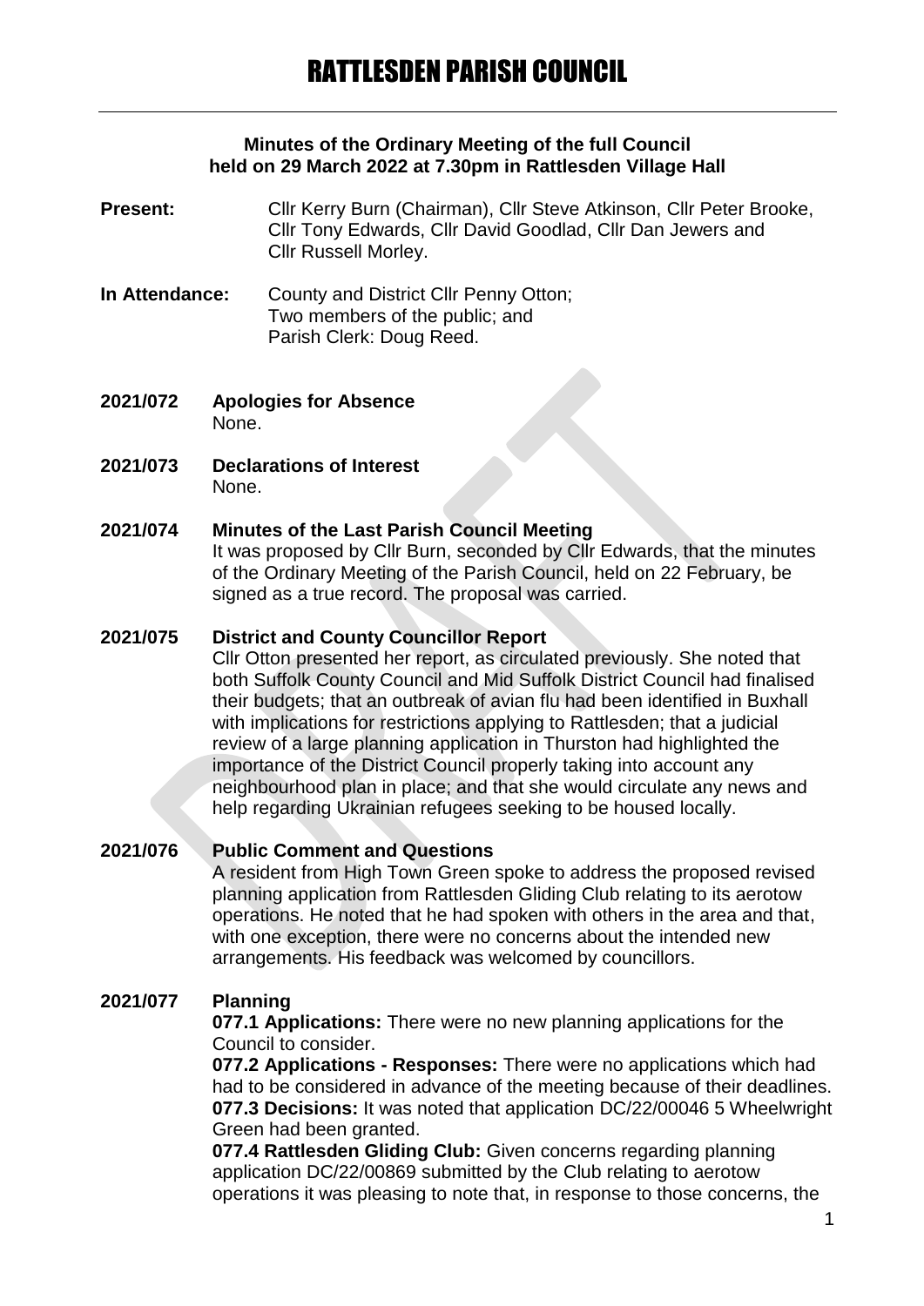# RATTLESDEN PARISH COUNCIL

**Minutes of the Ordinary Meeting of the full Council held on 29 March 2022 at 7.30pm in Rattlesden Village Hall**

**Present:** Cllr Kerry Burn (Chairman), Cllr Steve Atkinson, Cllr Peter Brooke, Cllr Tony Edwards, Cllr David Goodlad, Cllr Dan Jewers and Cllr Russell Morley.

**In Attendance:** County and District Cllr Penny Otton; Two members of the public; and Parish Clerk: Doug Reed.

**2021/072 Apologies for Absence**
None.

**2021/073 Declarations of Interest**
None.

**2021/074 Minutes of the Last Parish Council Meeting**
It was proposed by Cllr Burn, seconded by Cllr Edwards, that the minutes of the Ordinary Meeting of the Parish Council, held on 22 February, be signed as a true record. The proposal was carried.

**2021/075 District and County Councillor Report**
Cllr Otton presented her report, as circulated previously. She noted that both Suffolk County Council and Mid Suffolk District Council had finalised their budgets; that an outbreak of avian flu had been identified in Buxhall with implications for restrictions applying to Rattlesden; that a judicial review of a large planning application in Thurston had highlighted the importance of the District Council properly taking into account any neighbourhood plan in place; and that she would circulate any news and help regarding Ukrainian refugees seeking to be housed locally.

**2021/076 Public Comment and Questions**
A resident from High Town Green spoke to address the proposed revised planning application from Rattlesden Gliding Club relating to its aerotow operations. He noted that he had spoken with others in the area and that, with one exception, there were no concerns about the intended new arrangements. His feedback was welcomed by councillors.

**2021/077 Planning**
**077.1 Applications:** There were no new planning applications for the Council to consider.
**077.2 Applications - Responses:** There were no applications which had had to be considered in advance of the meeting because of their deadlines.
**077.3 Decisions:** It was noted that application DC/22/00046 5 Wheelwright Green had been granted.
**077.4 Rattlesden Gliding Club:** Given concerns regarding planning application DC/22/00869 submitted by the Club relating to aerotow operations it was pleasing to note that, in response to those concerns, the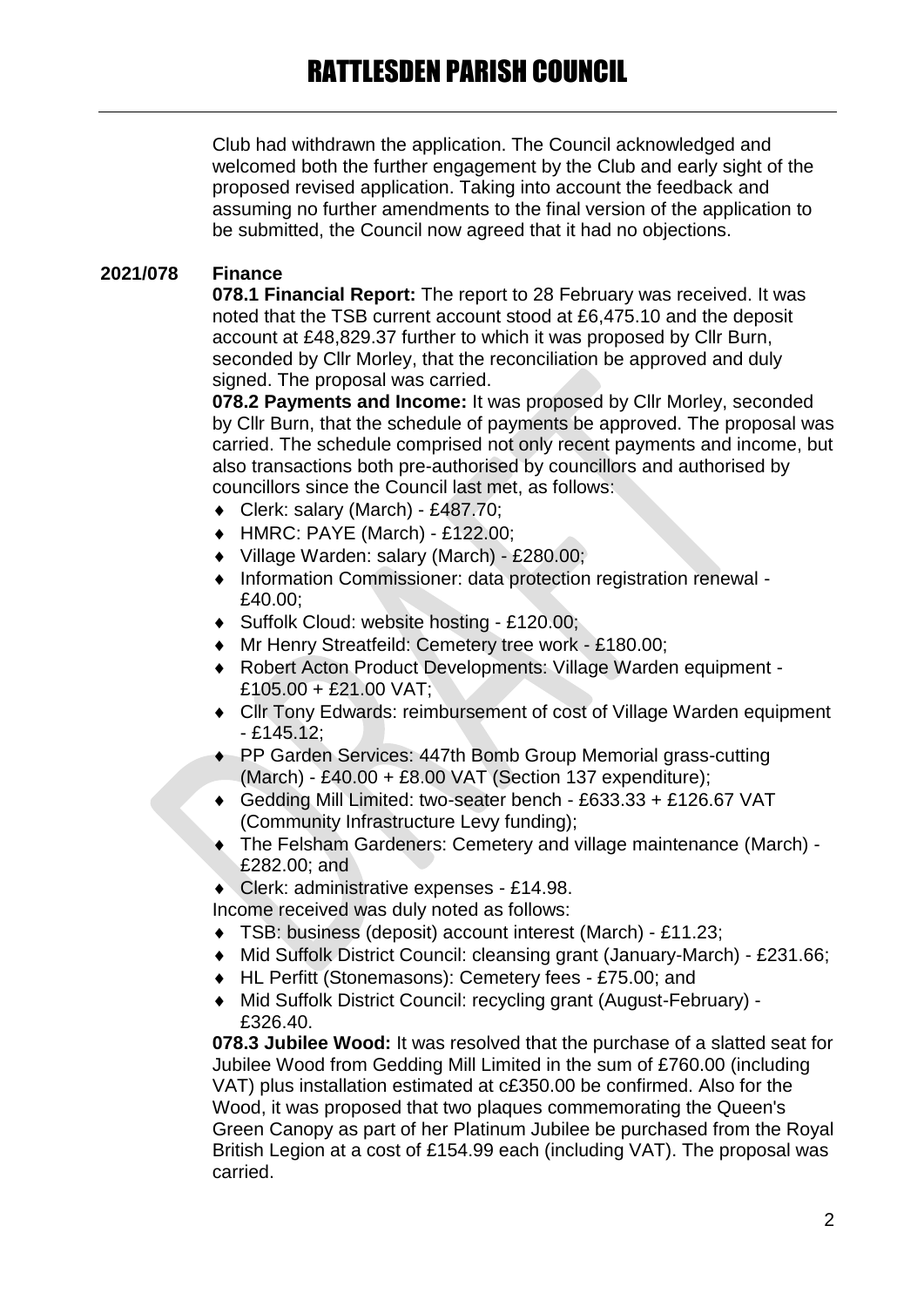Club had withdrawn the application. The Council acknowledged and welcomed both the further engagement by the Club and early sight of the proposed revised application. Taking into account the feedback and assuming no further amendments to the final version of the application to be submitted, the Council now agreed that it had no objections.

## 2021/078 Finance

**078.1 Financial Report:** The report to 28 February was received. It was noted that the TSB current account stood at £6,475.10 and the deposit account at £48,829.37 further to which it was proposed by Cllr Burn, seconded by Cllr Morley, that the reconciliation be approved and duly signed. The proposal was carried.

**078.2 Payments and Income:** It was proposed by Cllr Morley, seconded by Cllr Burn, that the schedule of payments be approved. The proposal was carried. The schedule comprised not only recent payments and income, but also transactions both pre-authorised by councillors and authorised by councillors since the Council last met, as follows:

- Clerk: salary (March) - £487.70;
- HMRC: PAYE (March) - £122.00;
- Village Warden: salary (March) - £280.00;
- Information Commissioner: data protection registration renewal - £40.00;
- Suffolk Cloud: website hosting - £120.00;
- Mr Henry Streatfeild: Cemetery tree work - £180.00;
- Robert Acton Product Developments: Village Warden equipment - £105.00 + £21.00 VAT;
- Cllr Tony Edwards: reimbursement of cost of Village Warden equipment - £145.12;
- PP Garden Services: 447th Bomb Group Memorial grass-cutting (March) - £40.00 + £8.00 VAT (Section 137 expenditure);
- Gedding Mill Limited: two-seater bench - £633.33 + £126.67 VAT (Community Infrastructure Levy funding);
- The Felsham Gardeners: Cemetery and village maintenance (March) - £282.00; and
- Clerk: administrative expenses - £14.98.

Income received was duly noted as follows:

- TSB: business (deposit) account interest (March) - £11.23;
- Mid Suffolk District Council: cleansing grant (January-March) - £231.66;
- HL Perfitt (Stonemasons): Cemetery fees - £75.00; and
- Mid Suffolk District Council: recycling grant (August-February) - £326.40.

**078.3 Jubilee Wood:** It was resolved that the purchase of a slatted seat for Jubilee Wood from Gedding Mill Limited in the sum of £760.00 (including VAT) plus installation estimated at c£350.00 be confirmed. Also for the Wood, it was proposed that two plaques commemorating the Queen's Green Canopy as part of her Platinum Jubilee be purchased from the Royal British Legion at a cost of £154.99 each (including VAT). The proposal was carried.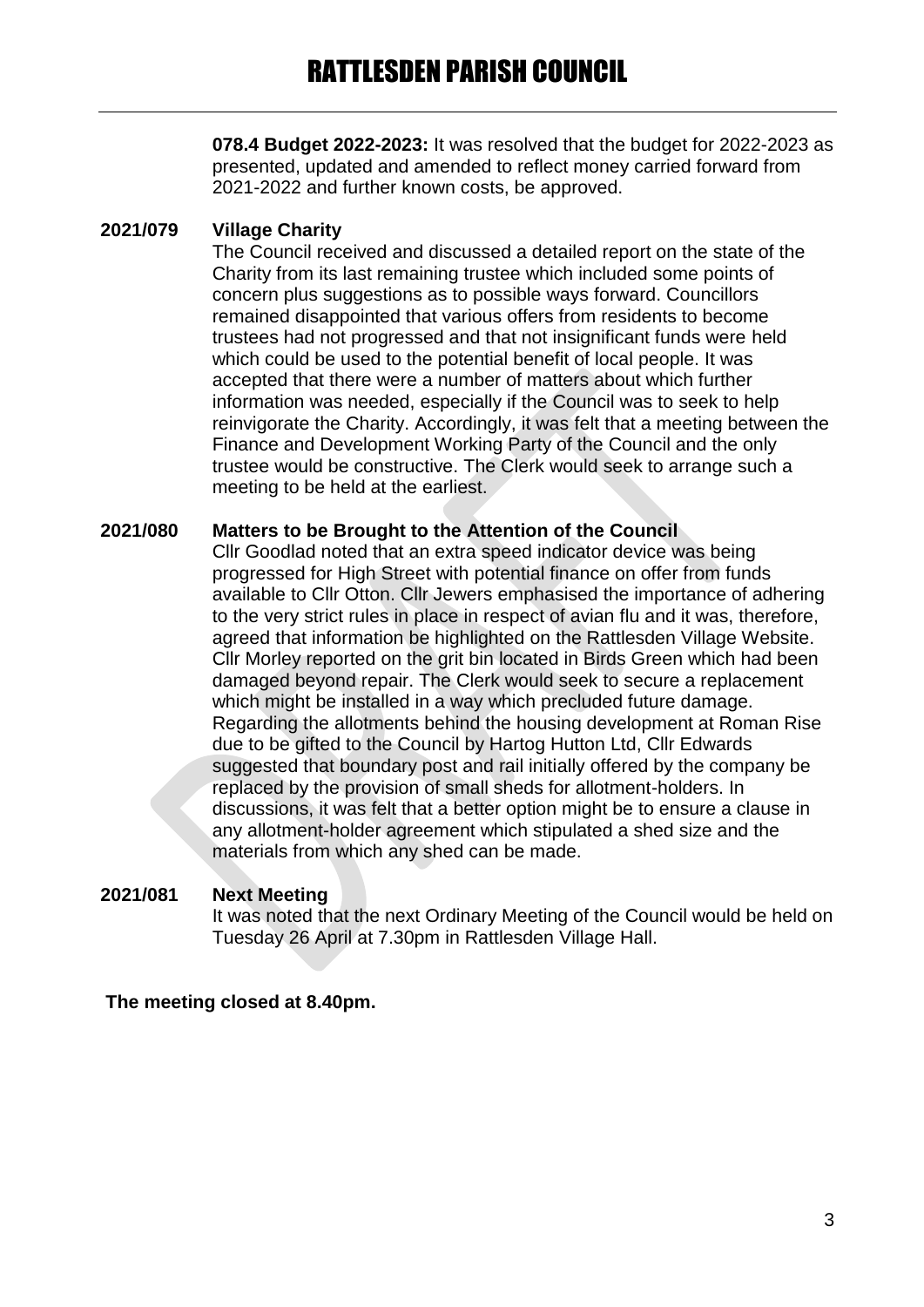**078.4 Budget 2022-2023:** It was resolved that the budget for 2022-2023 as presented, updated and amended to reflect money carried forward from 2021-2022 and further known costs, be approved.

**2021/079 Village Charity**

The Council received and discussed a detailed report on the state of the Charity from its last remaining trustee which included some points of concern plus suggestions as to possible ways forward. Councillors remained disappointed that various offers from residents to become trustees had not progressed and that not insignificant funds were held which could be used to the potential benefit of local people. It was accepted that there were a number of matters about which further information was needed, especially if the Council was to seek to help reinvigorate the Charity. Accordingly, it was felt that a meeting between the Finance and Development Working Party of the Council and the only trustee would be constructive. The Clerk would seek to arrange such a meeting to be held at the earliest.

**2021/080 Matters to be Brought to the Attention of the Council**

Cllr Goodlad noted that an extra speed indicator device was being progressed for High Street with potential finance on offer from funds available to Cllr Otton. Cllr Jewers emphasised the importance of adhering to the very strict rules in place in respect of avian flu and it was, therefore, agreed that information be highlighted on the Rattlesden Village Website. Cllr Morley reported on the grit bin located in Birds Green which had been damaged beyond repair. The Clerk would seek to secure a replacement which might be installed in a way which precluded future damage. Regarding the allotments behind the housing development at Roman Rise due to be gifted to the Council by Hartog Hutton Ltd, Cllr Edwards suggested that boundary post and rail initially offered by the company be replaced by the provision of small sheds for allotment-holders. In discussions, it was felt that a better option might be to ensure a clause in any allotment-holder agreement which stipulated a shed size and the materials from which any shed can be made.

**2021/081 Next Meeting**

It was noted that the next Ordinary Meeting of the Council would be held on Tuesday 26 April at 7.30pm in Rattlesden Village Hall.

**The meeting closed at 8.40pm.**